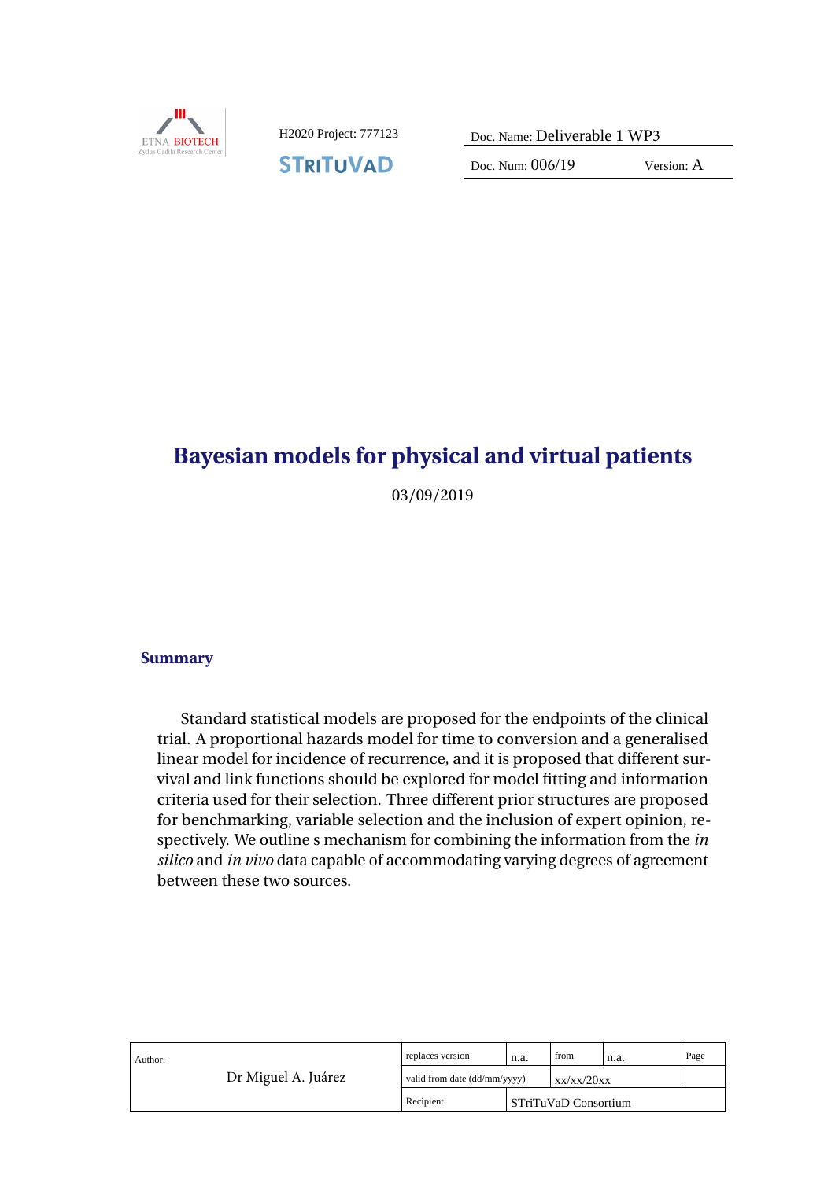H2020 Project: 777123

STriTuVaD

| Doc. Name: Deliverable 1 WP3 | |
|---|---|
| Doc. Num: 006/19 | Version: A |

# Bayesian models for physical and virtual patients

03/09/2019

## Summary

Standard statistical models are proposed for the endpoints of the clinical trial. A proportional hazards model for time to conversion and a generalised linear model for incidence of recurrence, and it is proposed that different survival and link functions should be explored for model fitting and information criteria used for their selection. Three different prior structures are proposed for benchmarking, variable selection and the inclusion of expert opinion, respectively. We outline s mechanism for combining the information from the *in silico* and *in vivo* data capable of accommodating varying degrees of agreement between these two sources.

| Author: Dr Miguel A. Juárez | replaces version | n.a. | from | n.a. | Page |
|---|---|---|---|---|---|
| | valid from date (dd/mm/yyyy) | | xx/xx/20xx | | |
| | Recipient | STriTuVaD Consortium | | | |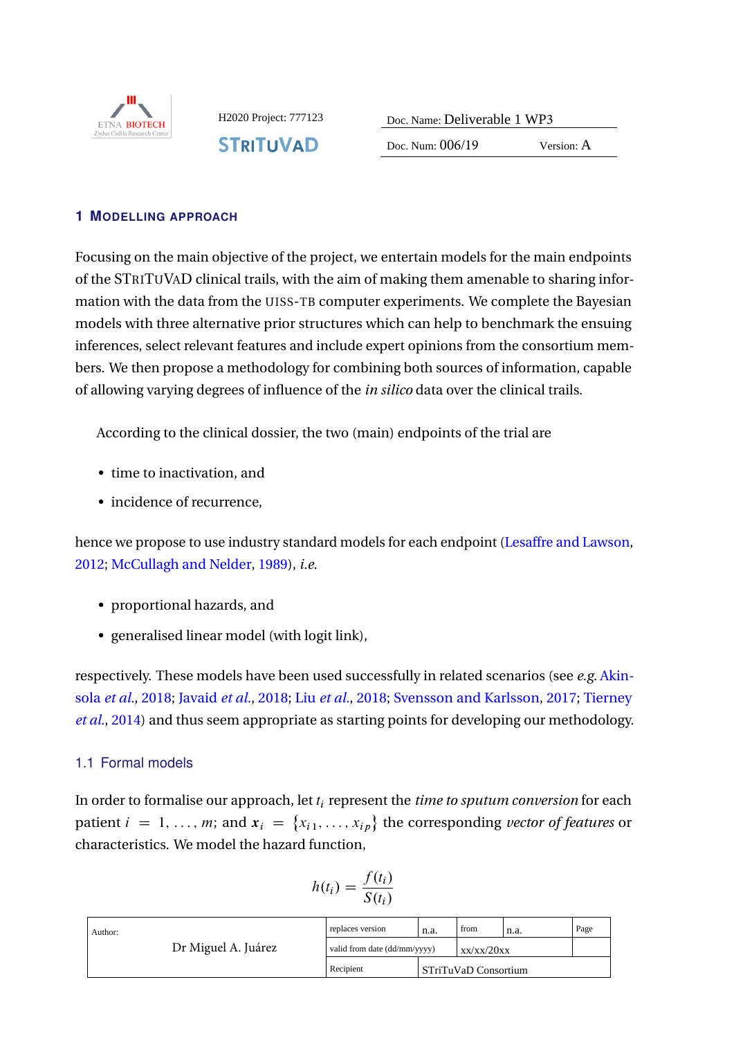# 1 Modelling approach

Focusing on the main objective of the project, we entertain models for the main endpoints of the STriTuVaD clinical trails, with the aim of making them amenable to sharing information with the data from the UISS-TB computer experiments. We complete the Bayesian models with three alternative prior structures which can help to benchmark the ensuing inferences, select relevant features and include expert opinions from the consortium members. We then propose a methodology for combining both sources of information, capable of allowing varying degrees of influence of the *in silico* data over the clinical trails.

According to the clinical dossier, the two (main) endpoints of the trial are

- time to inactivation, and
- incidence of recurrence,

hence we propose to use industry standard models for each endpoint (Lesaffre and Lawson, 2012; McCullagh and Nelder, 1989), *i.e.*

- proportional hazards, and
- generalised linear model (with logit link),

respectively. These models have been used successfully in related scenarios (see *e.g.* Akinsola *et al.*, 2018; Javaid *et al.*, 2018; Liu *et al.*, 2018; Svensson and Karlsson, 2017; Tierney *et al.*, 2014) and thus seem appropriate as starting points for developing our methodology.

## 1.1 Formal models

In order to formalise our approach, let $t_i$ represent the *time to sputum conversion* for each patient $i = 1, \dots, m$; and $\boldsymbol{x}_i = \{x_{i1}, \dots, x_{ip}\}$ the corresponding *vector of features* or characteristics. We model the hazard function,

$$h(t_i) = \frac{f(t_i)}{S(t_i)}$$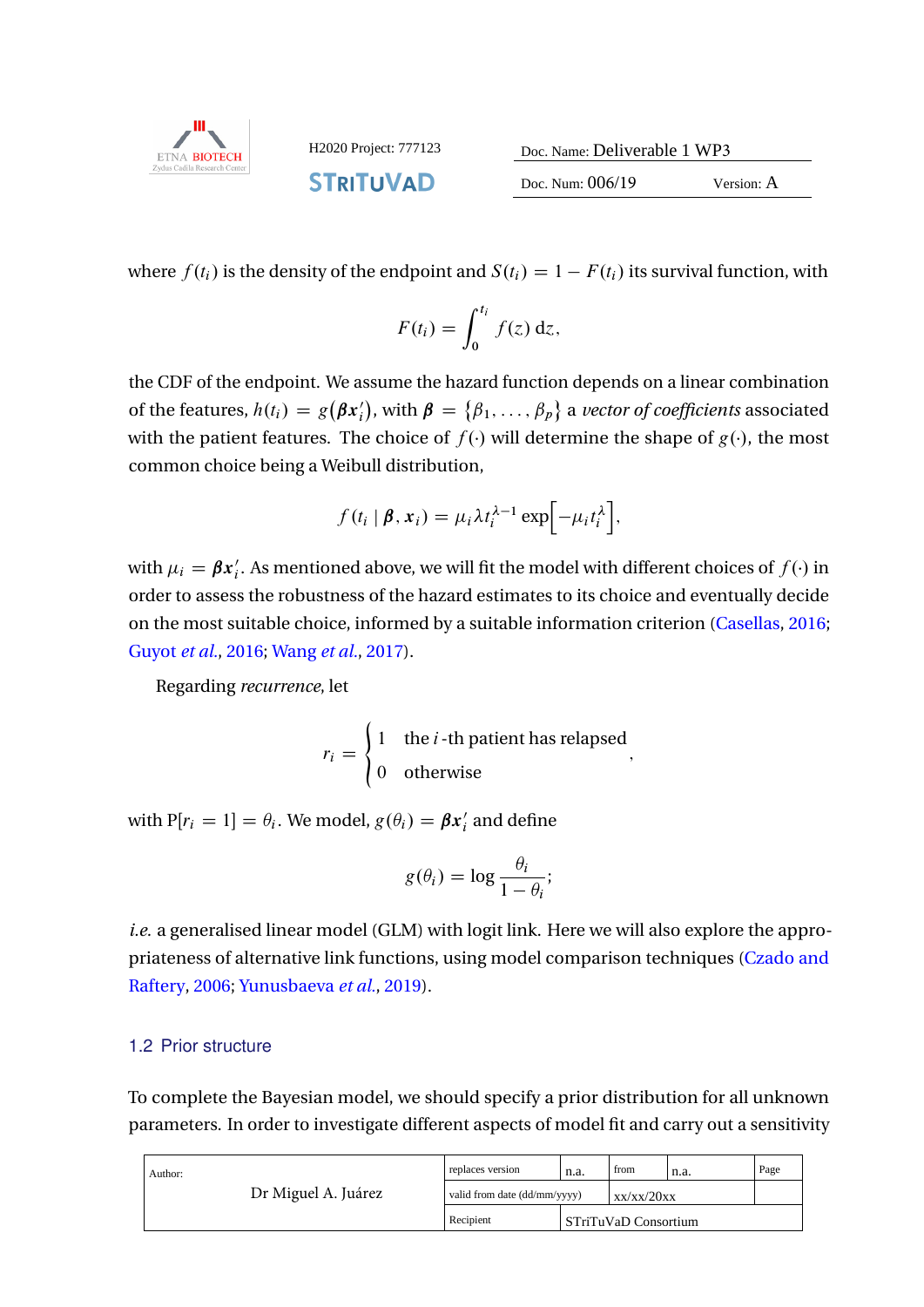where $f(t_i)$ is the density of the endpoint and $S(t_i) = 1 - F(t_i)$ its survival function, with

$$F(t_i) = \int_0^{t_i} f(z)\, \mathrm{d}z,$$

the CDF of the endpoint. We assume the hazard function depends on a linear combination of the features, $h(t_i) = g(\boldsymbol{\beta}\boldsymbol{x}_i')$, with $\boldsymbol{\beta} = \{\beta_1, \ldots, \beta_p\}$ a *vector of coefficients* associated with the patient features. The choice of $f(\cdot)$ will determine the shape of $g(\cdot)$, the most common choice being a Weibull distribution,

$$f(t_i \mid \boldsymbol{\beta}, \boldsymbol{x}_i) = \mu_i \lambda t_i^{\lambda-1} \exp\Big[-\mu_i t_i^{\lambda}\Big],$$

with $\mu_i = \boldsymbol{\beta}\boldsymbol{x}_i'$. As mentioned above, we will fit the model with different choices of $f(\cdot)$ in order to assess the robustness of the hazard estimates to its choice and eventually decide on the most suitable choice, informed by a suitable information criterion (Casellas, 2016; Guyot *et al.*, 2016; Wang *et al.*, 2017).

Regarding *recurrence*, let

$$r_i = \begin{cases} 1 & \text{the } i\text{-th patient has relapsed} \\ 0 & \text{otherwise} \end{cases},$$

with $\mathrm{P}[r_i = 1] = \theta_i$. We model, $g(\theta_i) = \boldsymbol{\beta}\boldsymbol{x}_i'$ and define

$$g(\theta_i) = \log \frac{\theta_i}{1 - \theta_i};$$

*i.e.* a generalised linear model (GLM) with logit link. Here we will also explore the appropriateness of alternative link functions, using model comparison techniques (Czado and Raftery, 2006; Yunusbaeva *et al.*, 2019).

## 1.2 Prior structure

To complete the Bayesian model, we should specify a prior distribution for all unknown parameters. In order to investigate different aspects of model fit and carry out a sensitivity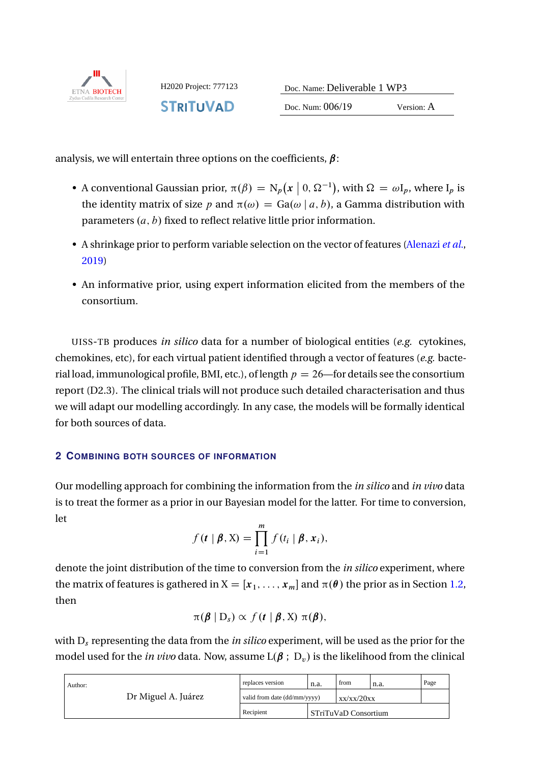analysis, we will entertain three options on the coefficients, $\boldsymbol{\beta}$:

- A conventional Gaussian prior, $\pi(\beta) = \mathrm{N}_p\big(\boldsymbol{x} \mid 0, \Omega^{-1}\big)$, with $\Omega = \omega \mathrm{I}_p$, where $\mathrm{I}_p$ is the identity matrix of size $p$ and $\pi(\omega) = \mathrm{Ga}(\omega \mid a, b)$, a Gamma distribution with parameters $(a, b)$ fixed to reflect relative little prior information.
- A shrinkage prior to perform variable selection on the vector of features (Alenazi *et al.*, 2019)
- An informative prior, using expert information elicited from the members of the consortium.

UISS-TB produces *in silico* data for a number of biological entities (*e.g.* cytokines, chemokines, etc), for each virtual patient identified through a vector of features (*e.g.* bacterial load, immunological profile, BMI, etc.), of length $p = 26$—for details see the consortium report (D2.3). The clinical trials will not produce such detailed characterisation and thus we will adapt our modelling accordingly. In any case, the models will be formally identical for both sources of data.

## 2 Combining both sources of information

Our modelling approach for combining the information from the *in silico* and *in vivo* data is to treat the former as a prior in our Bayesian model for the latter. For time to conversion, let

$$f(\boldsymbol{t} \mid \boldsymbol{\beta}, \mathrm{X}) = \prod_{i=1}^{m} f(t_i \mid \boldsymbol{\beta}, \boldsymbol{x}_i),$$

denote the joint distribution of the time to conversion from the *in silico* experiment, where the matrix of features is gathered in $\mathrm{X} = [\boldsymbol{x}_1, \ldots, \boldsymbol{x}_m]$ and $\pi(\boldsymbol{\theta})$ the prior as in Section 1.2, then

$$\pi(\boldsymbol{\beta} \mid \mathrm{D}_s) \propto f(\boldsymbol{t} \mid \boldsymbol{\beta}, \mathrm{X})\ \pi(\boldsymbol{\beta}),$$

with $\mathrm{D}_s$ representing the data from the *in silico* experiment, will be used as the prior for the model used for the *in vivo* data. Now, assume $\mathrm{L}(\boldsymbol{\beta}\ ;\ \mathrm{D}_v)$ is the likelihood from the clinical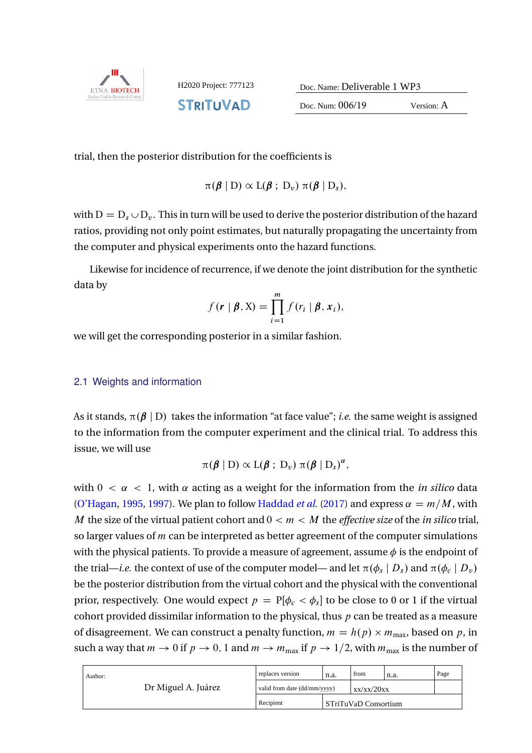trial, then the posterior distribution for the coefficients is

$$\pi(\boldsymbol{\beta} \mid \mathrm{D}) \propto \mathrm{L}(\boldsymbol{\beta}\,;\, \mathrm{D}_v)\, \pi(\boldsymbol{\beta} \mid \mathrm{D}_s),$$

with $\mathrm{D} = \mathrm{D}_s \cup \mathrm{D}_v$. This in turn will be used to derive the posterior distribution of the hazard ratios, providing not only point estimates, but naturally propagating the uncertainty from the computer and physical experiments onto the hazard functions.

Likewise for incidence of recurrence, if we denote the joint distribution for the synthetic data by

$$f(\boldsymbol{r} \mid \boldsymbol{\beta}, \mathrm{X}) = \prod_{i=1}^{m} f(r_i \mid \boldsymbol{\beta}, \boldsymbol{x}_i),$$

we will get the corresponding posterior in a similar fashion.

## 2.1 Weights and information

As it stands, $\pi(\boldsymbol{\beta} \mid \mathrm{D})$ takes the information "at face value"; *i.e.* the same weight is assigned to the information from the computer experiment and the clinical trial. To address this issue, we will use

$$\pi(\boldsymbol{\beta} \mid \mathrm{D}) \propto \mathrm{L}(\boldsymbol{\beta}\,;\, \mathrm{D}_v)\, \pi(\boldsymbol{\beta} \mid \mathrm{D}_s)^{\alpha},$$

with $0 < \alpha < 1$, with $\alpha$ acting as a weight for the information from the *in silico* data (O'Hagan, 1995, 1997). We plan to follow Haddad *et al.* (2017) and express $\alpha = m/M$, with $M$ the size of the virtual patient cohort and $0 < m < M$ the *effective size* of the *in silico* trial, so larger values of $m$ can be interpreted as better agreement of the computer simulations with the physical patients. To provide a measure of agreement, assume $\phi$ is the endpoint of the trial—*i.e.* the context of use of the computer model— and let $\pi(\phi_s \mid D_s)$ and $\pi(\phi_c \mid D_v)$ be the posterior distribution from the virtual cohort and the physical with the conventional prior, respectively. One would expect $p = \mathrm{P}[\phi_c < \phi_s]$ to be close to 0 or 1 if the virtual cohort provided dissimilar information to the physical, thus $p$ can be treated as a measure of disagreement. We can construct a penalty function, $m = h(p) \times m_{\max}$, based on $p$, in such a way that $m \to 0$ if $p \to 0, 1$ and $m \to m_{\max}$ if $p \to 1/2$, with $m_{\max}$ is the number of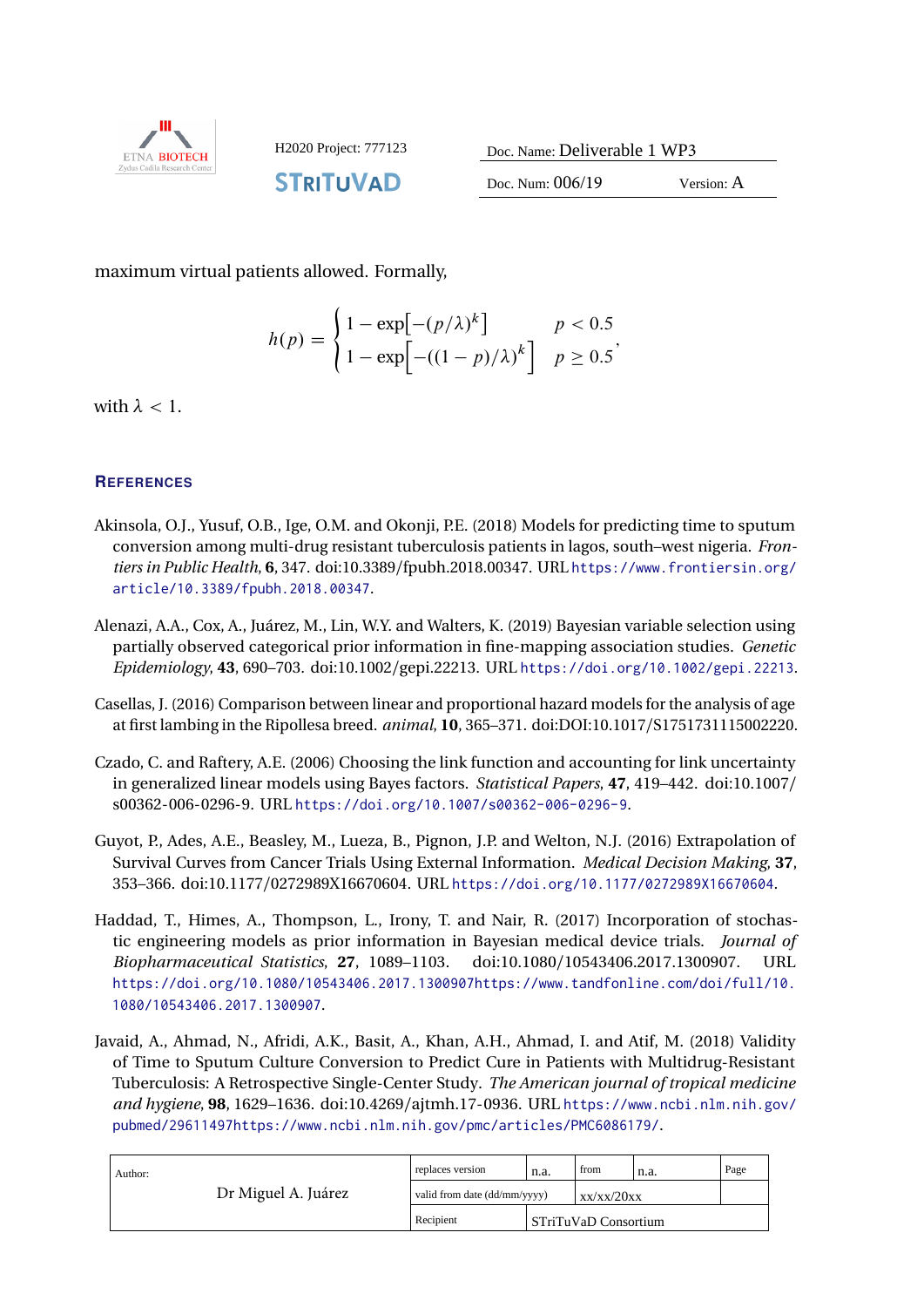maximum virtual patients allowed. Formally,

$$h(p) = \begin{cases} 1 - \exp\left[-(p/\lambda)^k\right] & p < 0.5 \\ 1 - \exp\left[-((1-p)/\lambda)^k\right] & p \geq 0.5 \end{cases},$$

with $\lambda < 1$.

## References

Akinsola, O.J., Yusuf, O.B., Ige, O.M. and Okonji, P.E. (2018) Models for predicting time to sputum conversion among multi-drug resistant tuberculosis patients in lagos, south–west nigeria. *Frontiers in Public Health*, **6**, 347. doi:10.3389/fpubh.2018.00347. URL https://www.frontiersin.org/article/10.3389/fpubh.2018.00347.

Alenazi, A.A., Cox, A., Juárez, M., Lin, W.Y. and Walters, K. (2019) Bayesian variable selection using partially observed categorical prior information in fine-mapping association studies. *Genetic Epidemiology*, **43**, 690–703. doi:10.1002/gepi.22213. URL https://doi.org/10.1002/gepi.22213.

Casellas, J. (2016) Comparison between linear and proportional hazard models for the analysis of age at first lambing in the Ripollesa breed. *animal*, **10**, 365–371. doi:DOI:10.1017/S1751731115002220.

Czado, C. and Raftery, A.E. (2006) Choosing the link function and accounting for link uncertainty in generalized linear models using Bayes factors. *Statistical Papers*, **47**, 419–442. doi:10.1007/s00362-006-0296-9. URL https://doi.org/10.1007/s00362-006-0296-9.

Guyot, P., Ades, A.E., Beasley, M., Lueza, B., Pignon, J.P. and Welton, N.J. (2016) Extrapolation of Survival Curves from Cancer Trials Using External Information. *Medical Decision Making*, **37**, 353–366. doi:10.1177/0272989X16670604. URL https://doi.org/10.1177/0272989X16670604.

Haddad, T., Himes, A., Thompson, L., Irony, T. and Nair, R. (2017) Incorporation of stochastic engineering models as prior information in Bayesian medical device trials. *Journal of Biopharmaceutical Statistics*, **27**, 1089–1103. doi:10.1080/10543406.2017.1300907. URL https://doi.org/10.1080/10543406.2017.1300907https://www.tandfonline.com/doi/full/10.1080/10543406.2017.1300907.

Javaid, A., Ahmad, N., Afridi, A.K., Basit, A., Khan, A.H., Ahmad, I. and Atif, M. (2018) Validity of Time to Sputum Culture Conversion to Predict Cure in Patients with Multidrug-Resistant Tuberculosis: A Retrospective Single-Center Study. *The American journal of tropical medicine and hygiene*, **98**, 1629–1636. doi:10.4269/ajtmh.17-0936. URL https://www.ncbi.nlm.nih.gov/pubmed/29611497https://www.ncbi.nlm.nih.gov/pmc/articles/PMC6086179/.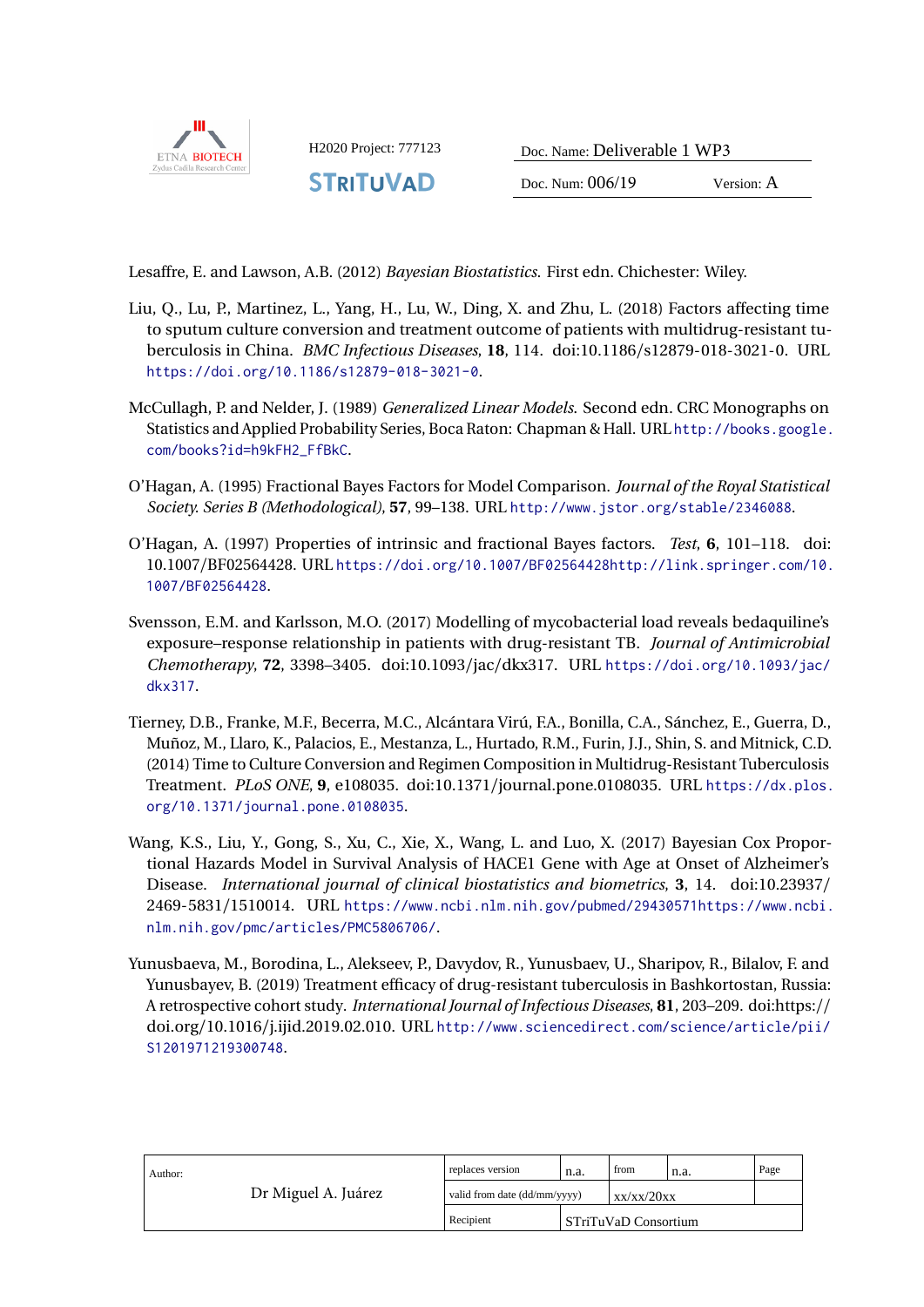Lesaffre, E. and Lawson, A.B. (2012) *Bayesian Biostatistics*. First edn. Chichester: Wiley.

Liu, Q., Lu, P., Martinez, L., Yang, H., Lu, W., Ding, X. and Zhu, L. (2018) Factors affecting time to sputum culture conversion and treatment outcome of patients with multidrug-resistant tuberculosis in China. *BMC Infectious Diseases*, **18**, 114. doi:10.1186/s12879-018-3021-0. URL https://doi.org/10.1186/s12879-018-3021-0.

McCullagh, P. and Nelder, J. (1989) *Generalized Linear Models*. Second edn. CRC Monographs on Statistics and Applied Probability Series, Boca Raton: Chapman & Hall. URL http://books.google.com/books?id=h9kFH2_FfBkC.

O'Hagan, A. (1995) Fractional Bayes Factors for Model Comparison. *Journal of the Royal Statistical Society. Series B (Methodological)*, **57**, 99–138. URL http://www.jstor.org/stable/2346088.

O'Hagan, A. (1997) Properties of intrinsic and fractional Bayes factors. *Test*, **6**, 101–118. doi: 10.1007/BF02564428. URL https://doi.org/10.1007/BF02564428http://link.springer.com/10.1007/BF02564428.

Svensson, E.M. and Karlsson, M.O. (2017) Modelling of mycobacterial load reveals bedaquiline's exposure–response relationship in patients with drug-resistant TB. *Journal of Antimicrobial Chemotherapy*, **72**, 3398–3405. doi:10.1093/jac/dkx317. URL https://doi.org/10.1093/jac/dkx317.

Tierney, D.B., Franke, M.F., Becerra, M.C., Alcántara Virú, F.A., Bonilla, C.A., Sánchez, E., Guerra, D., Muñoz, M., Llaro, K., Palacios, E., Mestanza, L., Hurtado, R.M., Furin, J.J., Shin, S. and Mitnick, C.D. (2014) Time to Culture Conversion and Regimen Composition in Multidrug-Resistant Tuberculosis Treatment. *PLoS ONE*, **9**, e108035. doi:10.1371/journal.pone.0108035. URL https://dx.plos.org/10.1371/journal.pone.0108035.

Wang, K.S., Liu, Y., Gong, S., Xu, C., Xie, X., Wang, L. and Luo, X. (2017) Bayesian Cox Proportional Hazards Model in Survival Analysis of HACE1 Gene with Age at Onset of Alzheimer's Disease. *International journal of clinical biostatistics and biometrics*, **3**, 14. doi:10.23937/2469-5831/1510014. URL https://www.ncbi.nlm.nih.gov/pubmed/29430571https://www.ncbi.nlm.nih.gov/pmc/articles/PMC5806706/.

Yunusbaeva, M., Borodina, L., Alekseev, P., Davydov, R., Yunusbaev, U., Sharipov, R., Bilalov, F. and Yunusbayev, B. (2019) Treatment efficacy of drug-resistant tuberculosis in Bashkortostan, Russia: A retrospective cohort study. *International Journal of Infectious Diseases*, **81**, 203–209. doi:https://doi.org/10.1016/j.ijid.2019.02.010. URL http://www.sciencedirect.com/science/article/pii/S1201971219300748.